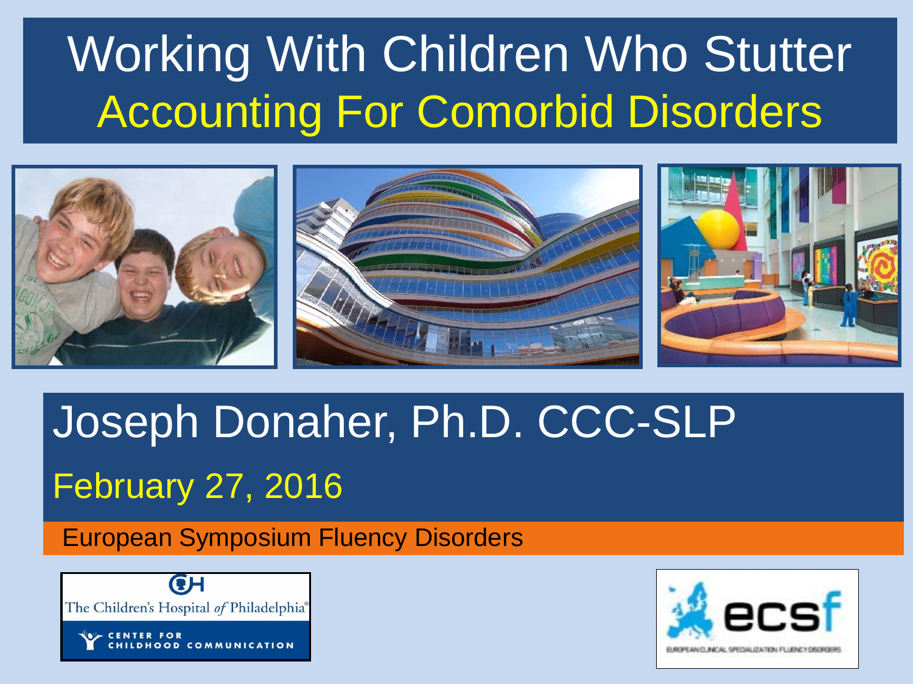# Working With Children Who Stutter

## Accounting For Comorbid Disorders

Joseph Donaher, Ph.D. CCC-SLP

February 27, 2016

European Symposium Fluency Disorders

The Children's Hospital of Philadelphia

CENTER FOR CHILDHOOD COMMUNICATION

ecsf

EUROPEAN CLINICAL SPECIALIZATION FLUENCY DISORDERS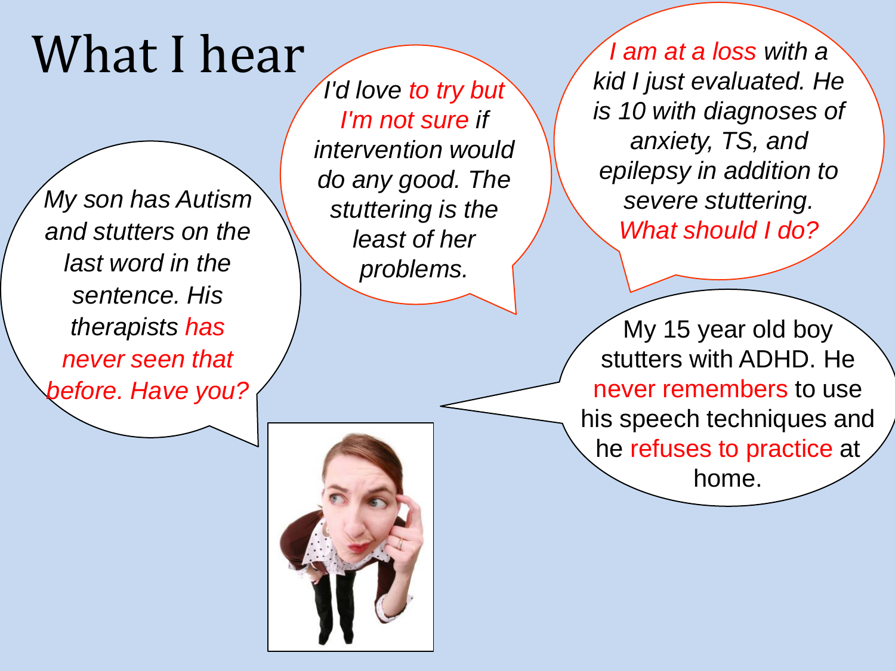# What I hear

*My son has Autism and stutters on the last word in the sentence. His therapists has never seen that before. Have you?*

*I'd love to try but I'm not sure if intervention would do any good. The stuttering is the least of her problems.*

*I am at a loss with a kid I just evaluated. He is 10 with diagnoses of anxiety, TS, and epilepsy in addition to severe stuttering. What should I do?*

My 15 year old boy stutters with ADHD. He never remembers to use his speech techniques and he refuses to practice at home.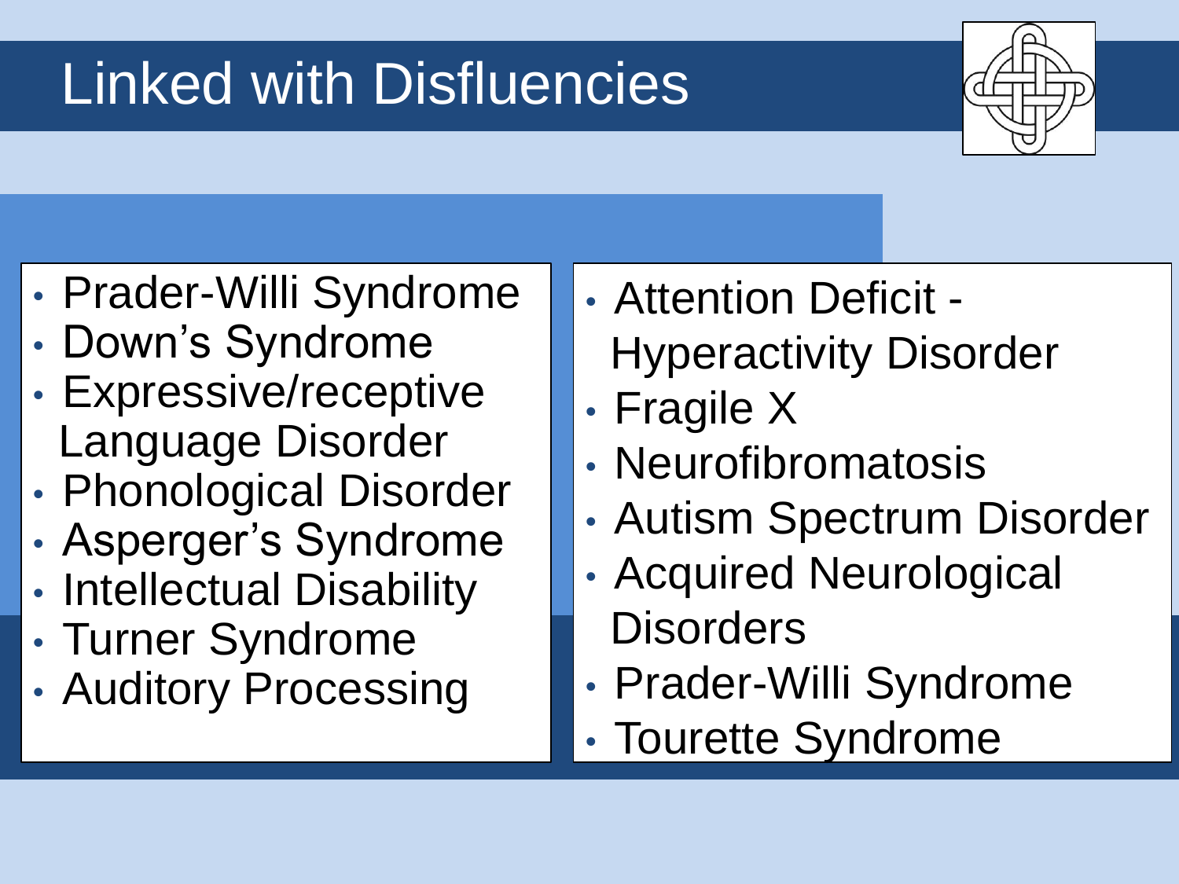# Linked with Disfluencies

- Prader-Willi Syndrome
- Down's Syndrome
- Expressive/receptive Language Disorder
- Phonological Disorder
- Asperger's Syndrome
- Intellectual Disability
- Turner Syndrome
- Auditory Processing
- Attention Deficit - Hyperactivity Disorder
- Fragile X
- Neurofibromatosis
- Autism Spectrum Disorder
- Acquired Neurological Disorders
- Prader-Willi Syndrome
- Tourette Syndrome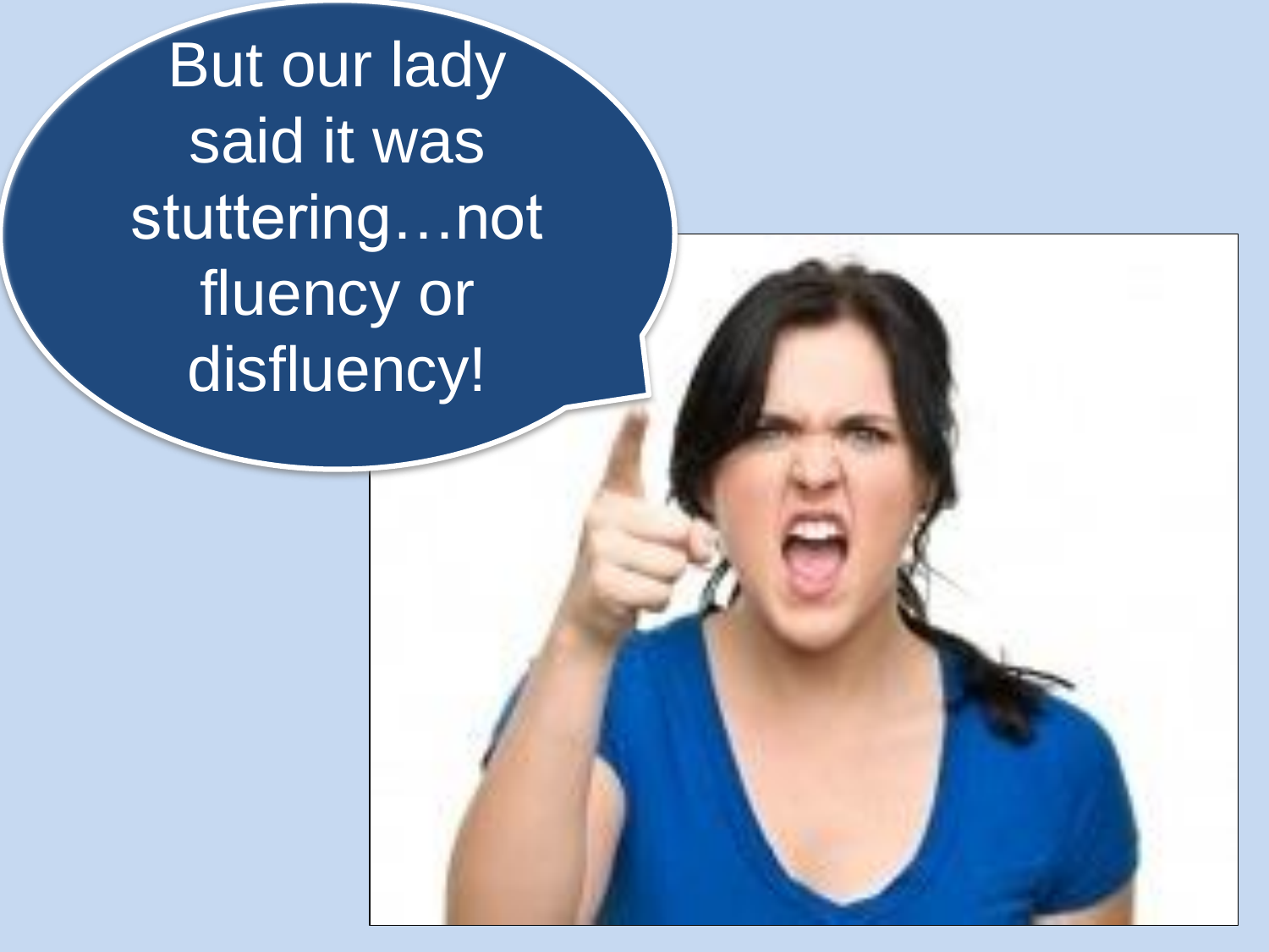But our lady said it was stuttering…not fluency or disfluency!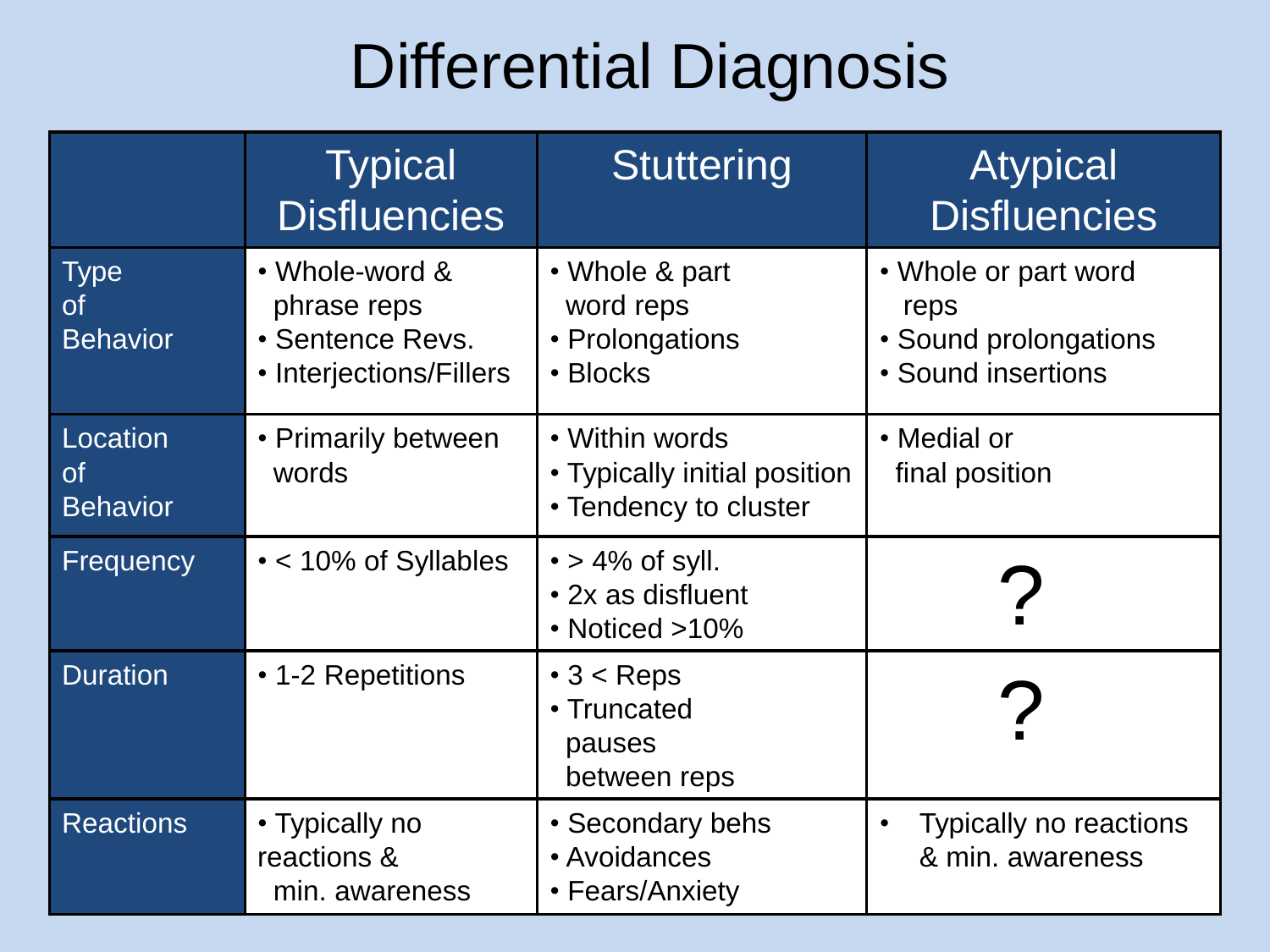# Differential Diagnosis

| | Typical Disfluencies | Stuttering | Atypical Disfluencies |
|---|---|---|---|
| Type of Behavior | • Whole-word & phrase reps<br>• Sentence Revs.<br>• Interjections/Fillers | • Whole & part word reps<br>• Prolongations<br>• Blocks | • Whole or part word reps<br>• Sound prolongations<br>• Sound insertions |
| Location of Behavior | • Primarily between words | • Within words<br>• Typically initial position<br>• Tendency to cluster | • Medial or final position |
| Frequency | • < 10% of Syllables | • > 4% of syll.<br>• 2x as disfluent<br>• Noticed >10% | ? |
| Duration | • 1-2 Repetitions | • 3 < Reps<br>• Truncated pauses between reps | ? |
| Reactions | • Typically no reactions & min. awareness | • Secondary behs<br>• Avoidances<br>• Fears/Anxiety | • Typically no reactions & min. awareness |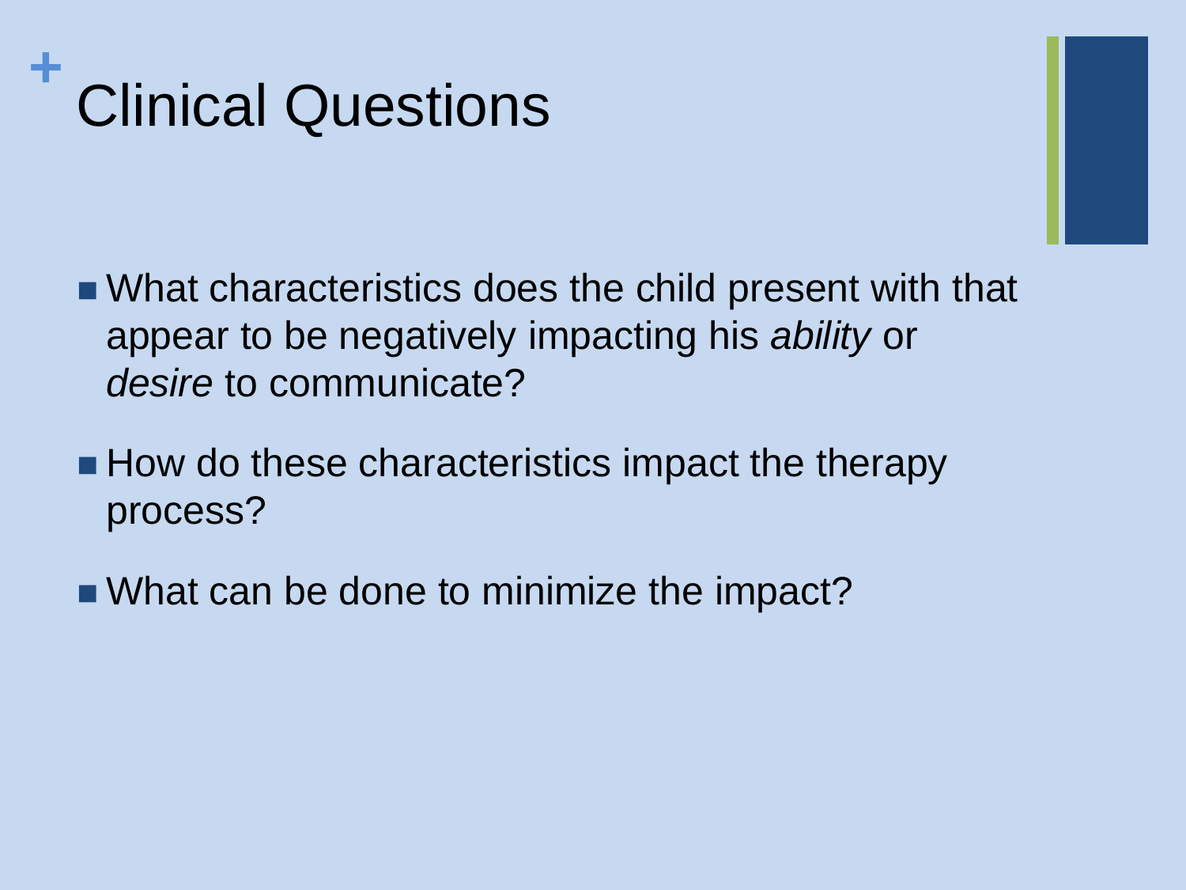# Clinical Questions

- What characteristics does the child present with that appear to be negatively impacting his *ability* or *desire* to communicate?
- How do these characteristics impact the therapy process?
- What can be done to minimize the impact?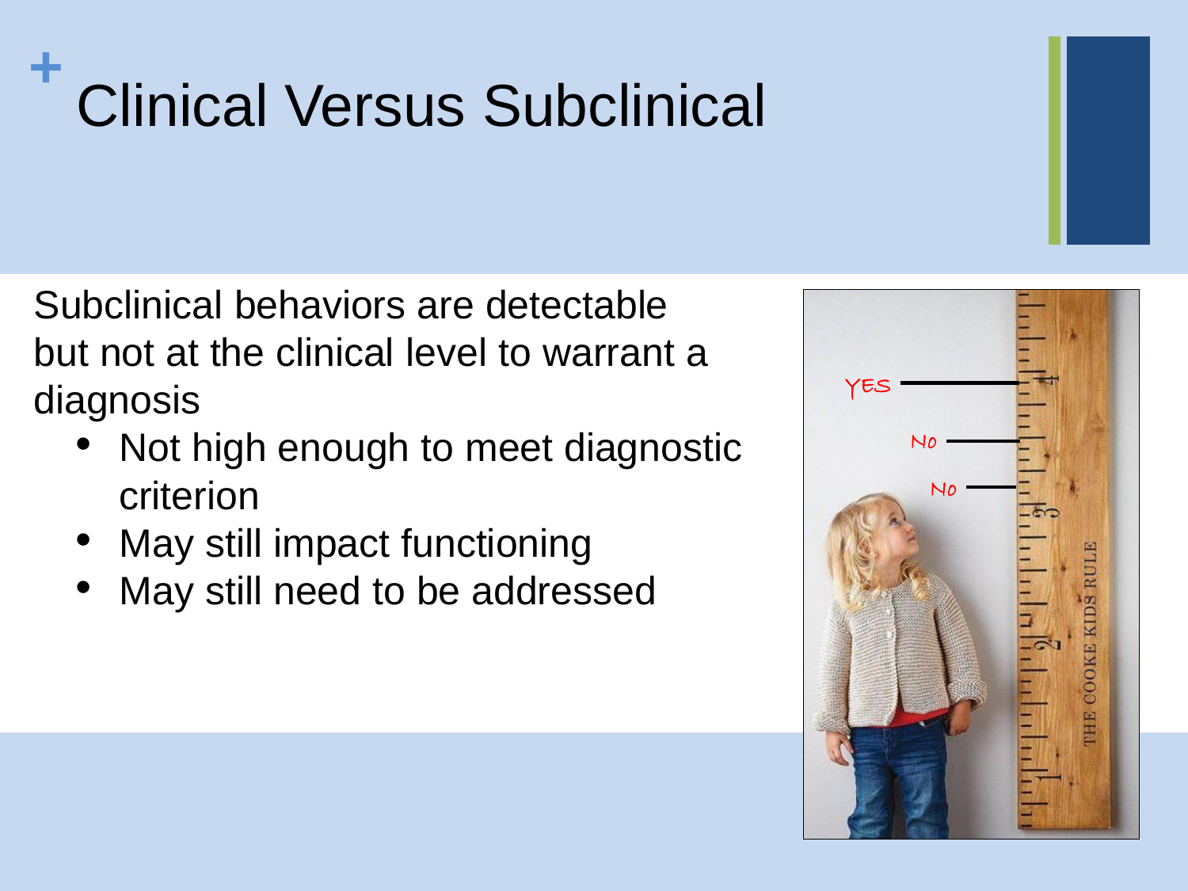# Clinical Versus Subclinical

Subclinical behaviors are detectable but not at the clinical level to warrant a diagnosis

- Not high enough to meet diagnostic criterion
- May still impact functioning
- May still need to be addressed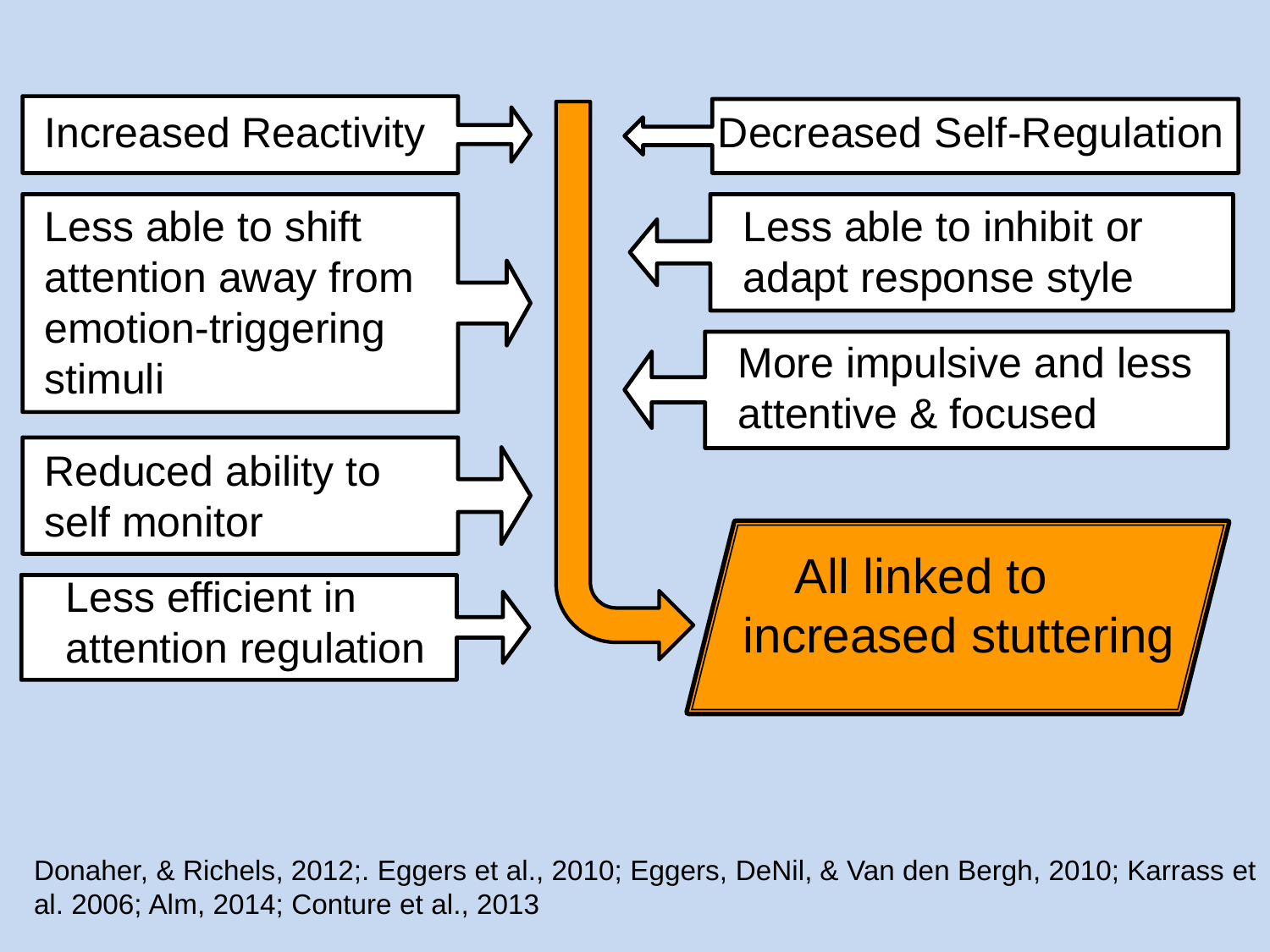Increased Reactivity

- Less able to shift attention away from emotion-triggering stimuli
- Reduced ability to self monitor
- Less efficient in attention regulation

Decreased Self-Regulation

- Less able to inhibit or adapt response style
- More impulsive and less attentive & focused

**All linked to increased stuttering**

Donaher, & Richels, 2012;. Eggers et al., 2010; Eggers, DeNil, & Van den Bergh, 2010; Karrass et al. 2006; Alm, 2014; Conture et al., 2013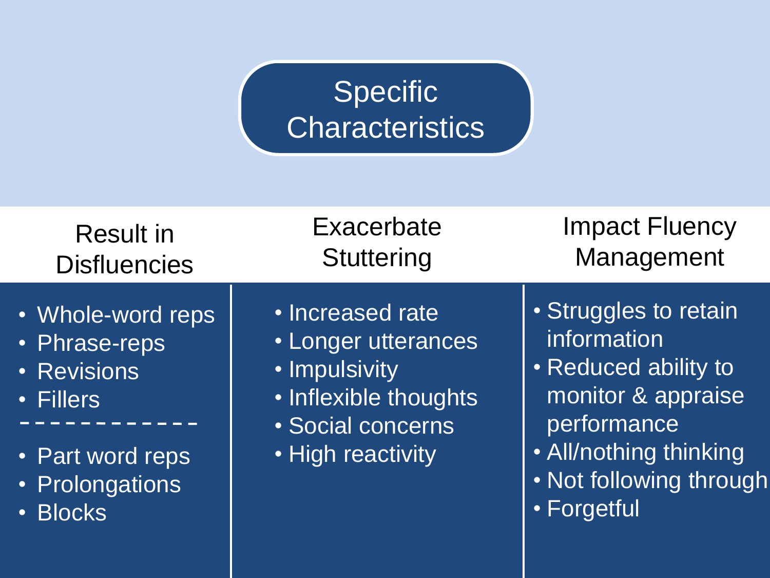# Specific Characteristics

| Result in Disfluencies | Exacerbate Stuttering | Impact Fluency Management |
|---|---|---|
| • Whole-word reps<br>• Phrase-reps<br>• Revisions<br>• Fillers<br>- - - - - - - - - - - -<br>• Part word reps<br>• Prolongations<br>• Blocks | • Increased rate<br>• Longer utterances<br>• Impulsivity<br>• Inflexible thoughts<br>• Social concerns<br>• High reactivity | • Struggles to retain information<br>• Reduced ability to monitor & appraise performance<br>• All/nothing thinking<br>• Not following through<br>• Forgetful |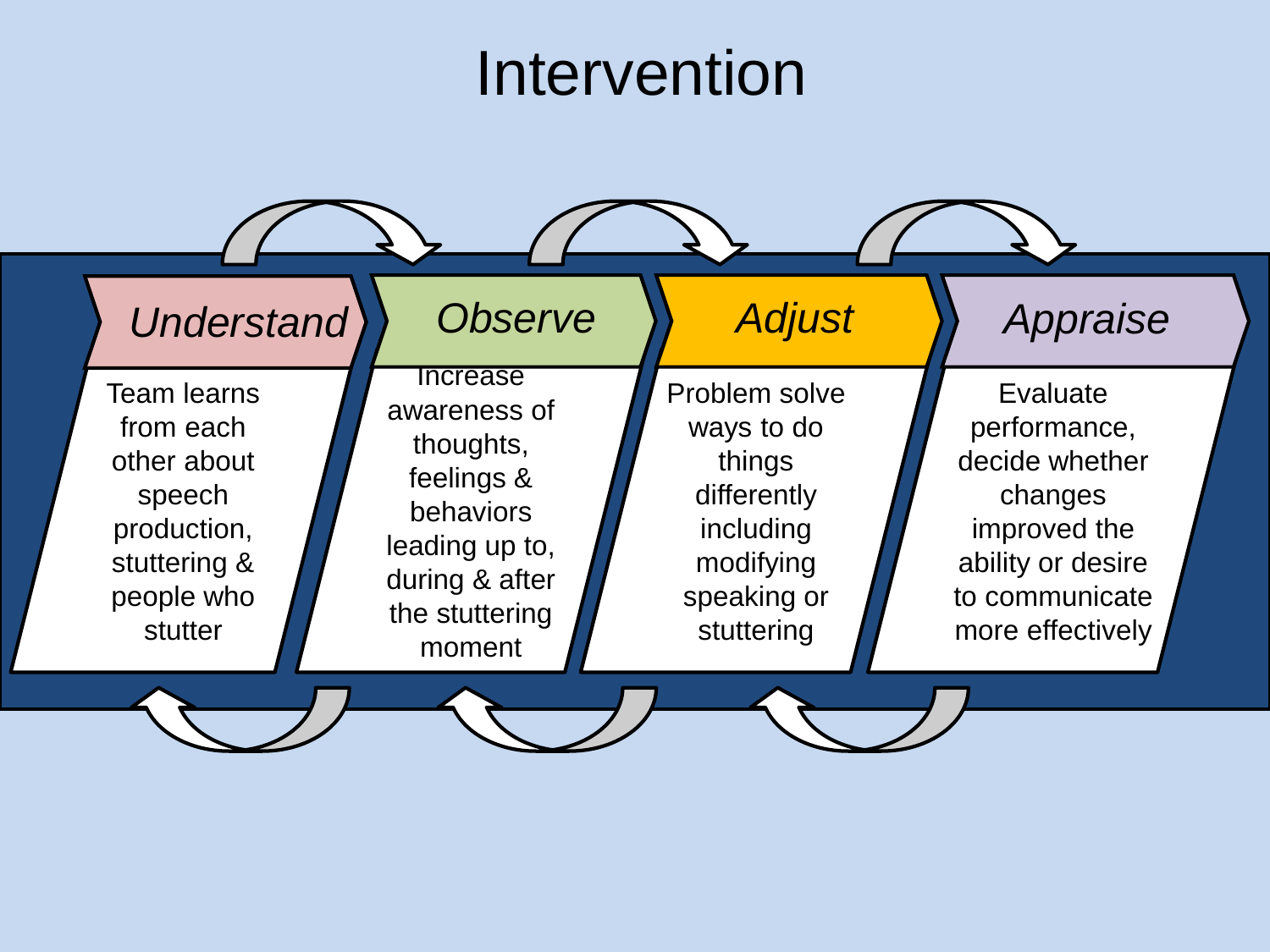# Intervention

***Understand***

Team learns from each other about speech production, stuttering & people who stutter

***Observe***

Increase awareness of thoughts, feelings & behaviors leading up to, during & after the stuttering moment

***Adjust***

Problem solve ways to do things differently including modifying speaking or stuttering

***Appraise***

Evaluate performance, decide whether changes improved the ability or desire to communicate more effectively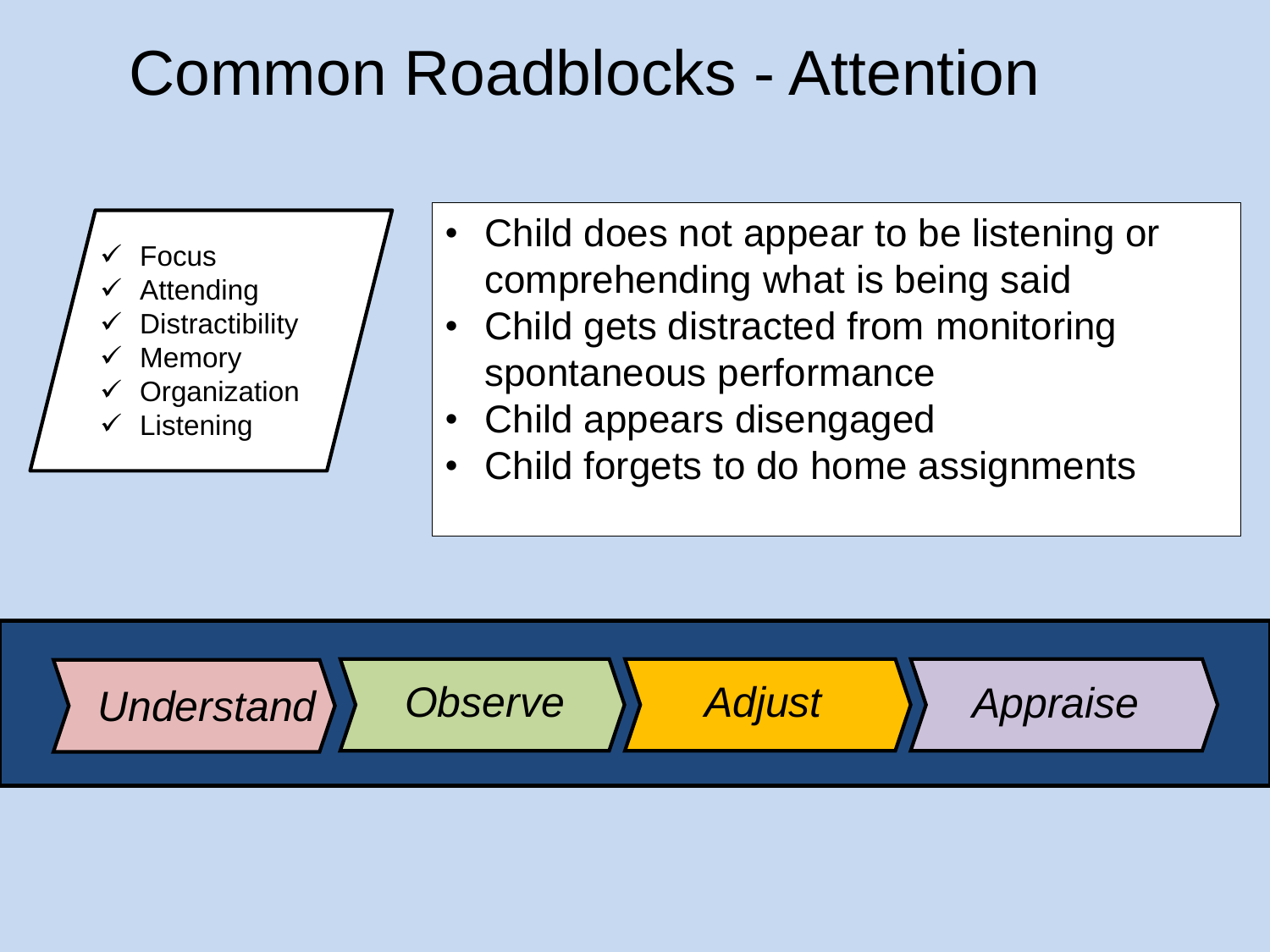# Common Roadblocks - Attention

- ✓ Focus
- ✓ Attending
- ✓ Distractibility
- ✓ Memory
- ✓ Organization
- ✓ Listening

- Child does not appear to be listening or comprehending what is being said
- Child gets distracted from monitoring spontaneous performance
- Child appears disengaged
- Child forgets to do home assignments

*Understand* → *Observe* → *Adjust* → *Appraise*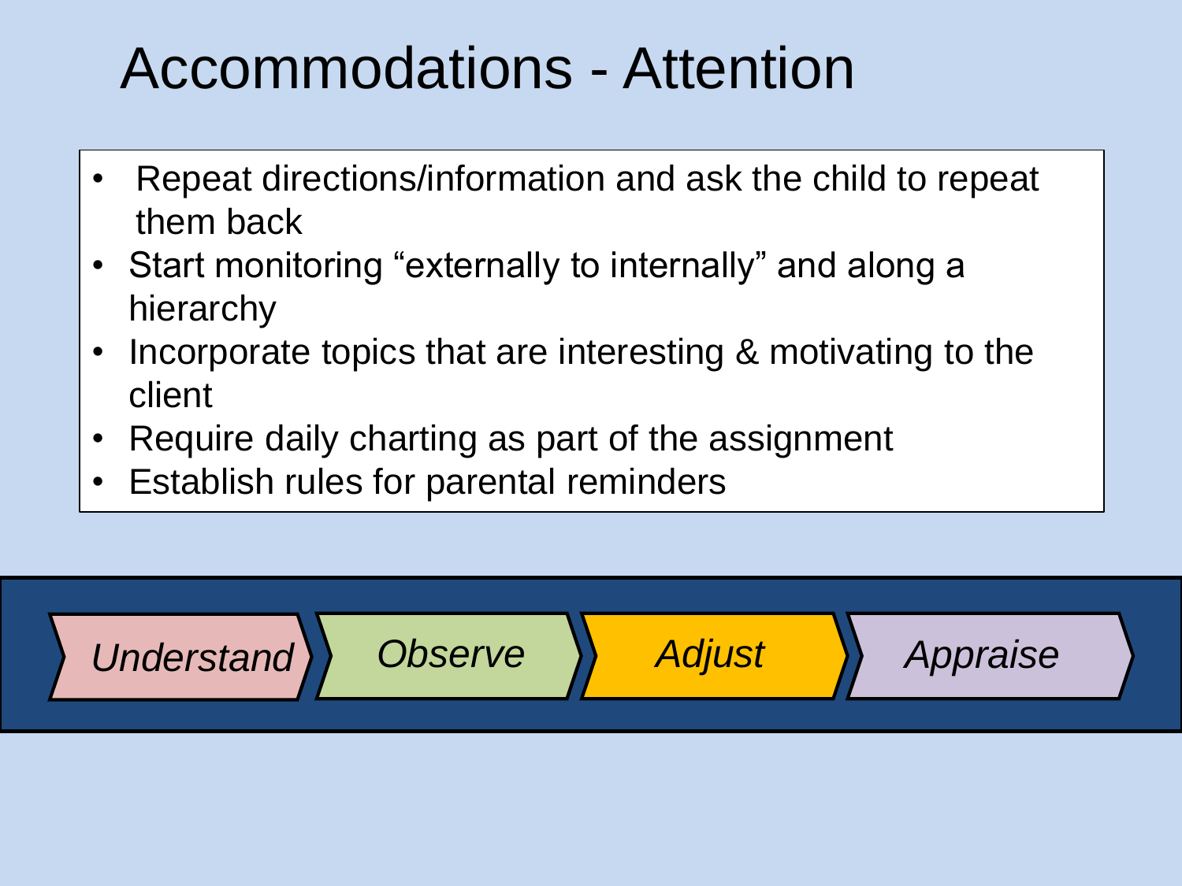# Accommodations - Attention

- Repeat directions/information and ask the child to repeat them back
- Start monitoring "externally to internally" and along a hierarchy
- Incorporate topics that are interesting & motivating to the client
- Require daily charting as part of the assignment
- Establish rules for parental reminders

*Understand* → *Observe* → *Adjust* → *Appraise*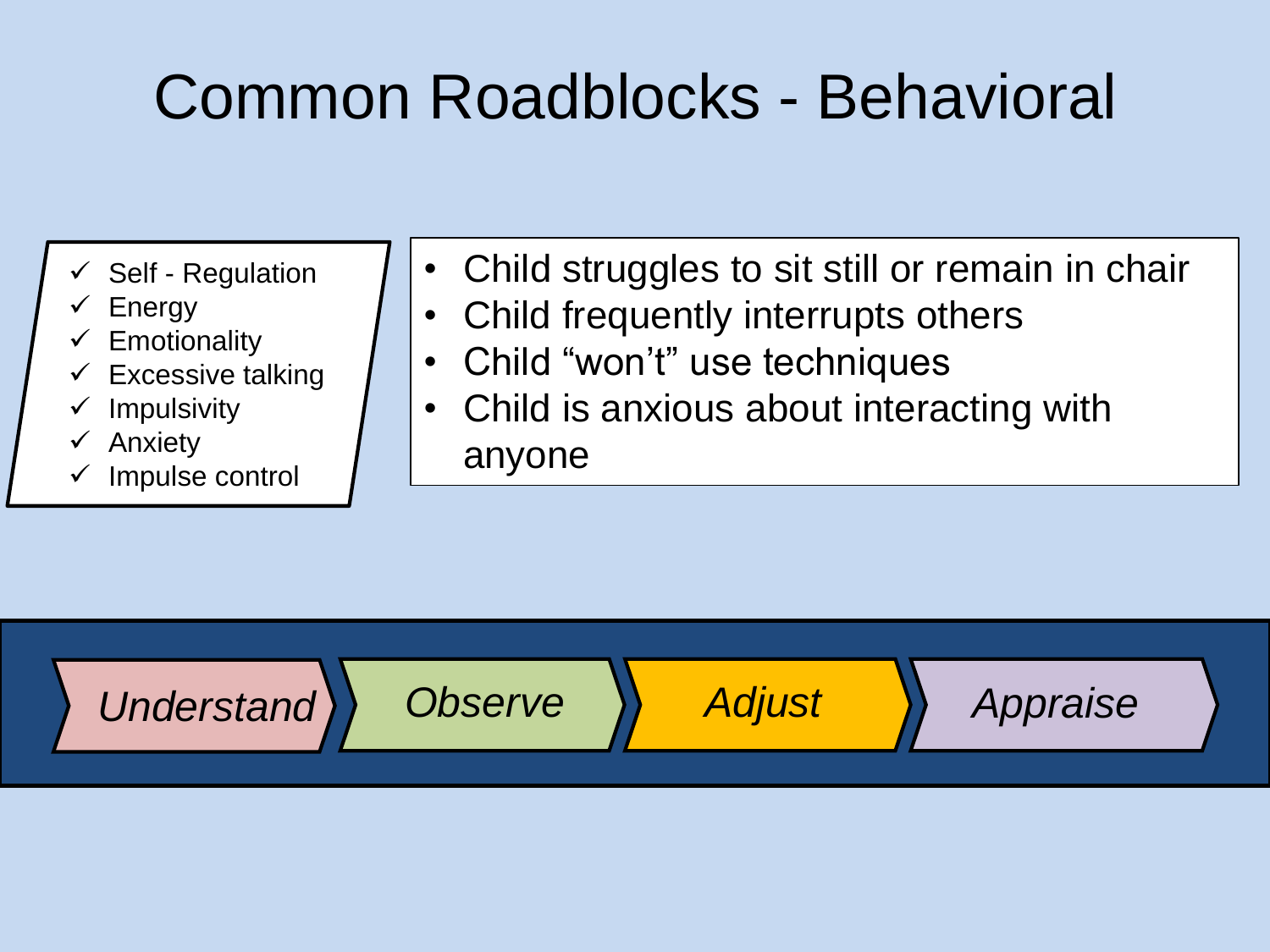# Common Roadblocks - Behavioral

- ✓ Self - Regulation
- ✓ Energy
- ✓ Emotionality
- ✓ Excessive talking
- ✓ Impulsivity
- ✓ Anxiety
- ✓ Impulse control

- Child struggles to sit still or remain in chair
- Child frequently interrupts others
- Child "won't" use techniques
- Child is anxious about interacting with anyone

*Understand* → *Observe* → *Adjust* → *Appraise*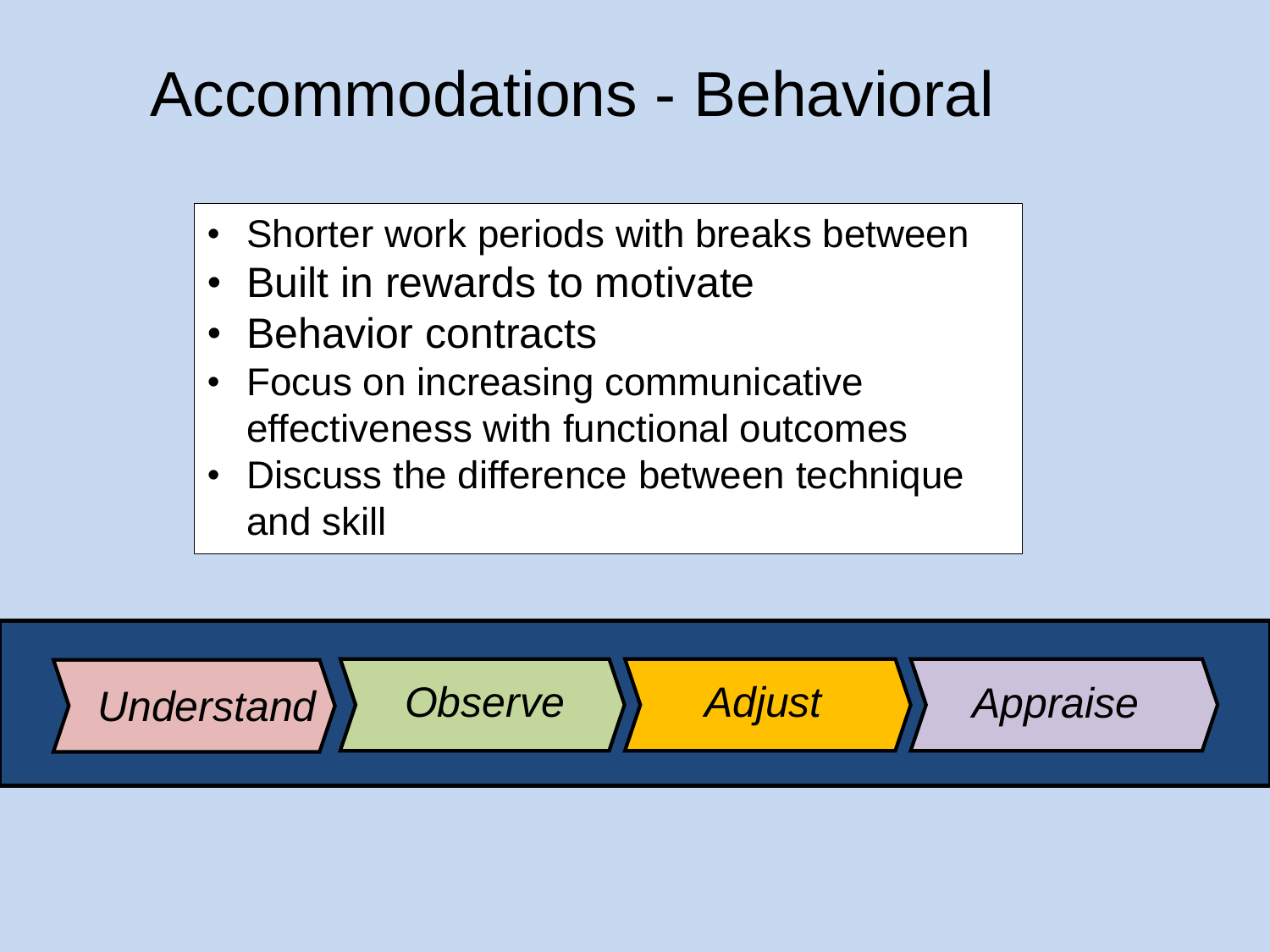# Accommodations - Behavioral

- Shorter work periods with breaks between
- Built in rewards to motivate
- Behavior contracts
- Focus on increasing communicative effectiveness with functional outcomes
- Discuss the difference between technique and skill

*Understand* → *Observe* → *Adjust* → *Appraise*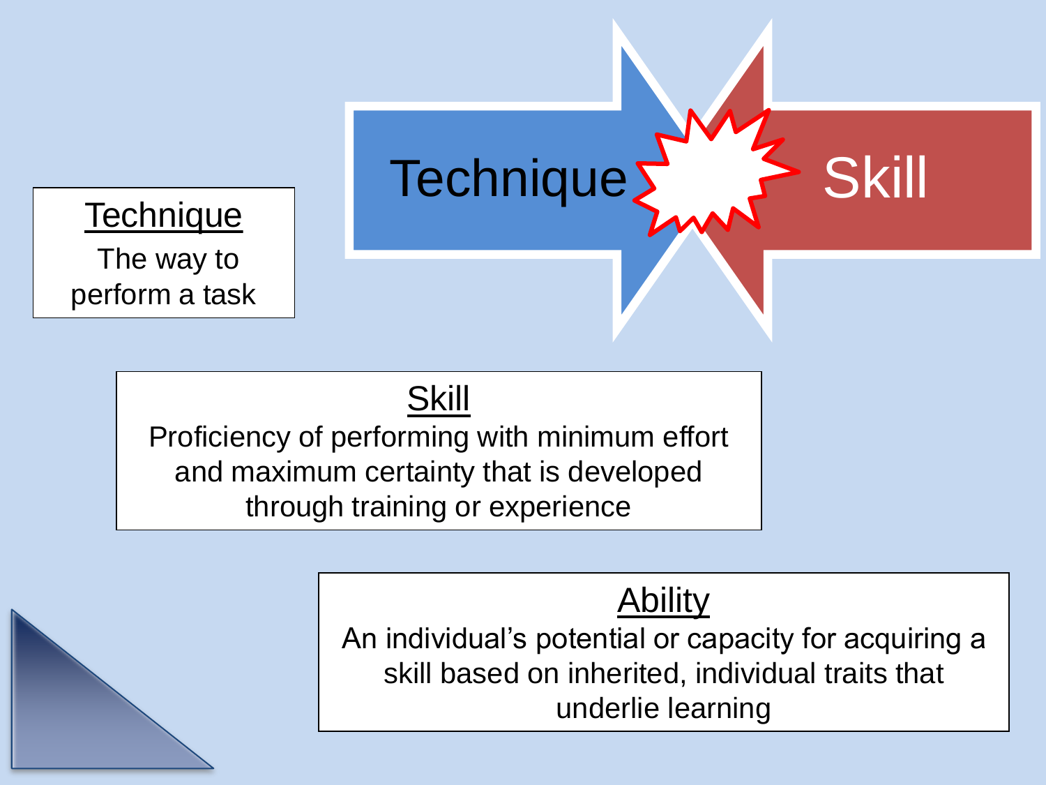Technique → ← Skill

**Technique**

The way to perform a task

**Skill**

Proficiency of performing with minimum effort and maximum certainty that is developed through training or experience

**Ability**

An individual's potential or capacity for acquiring a skill based on inherited, individual traits that underlie learning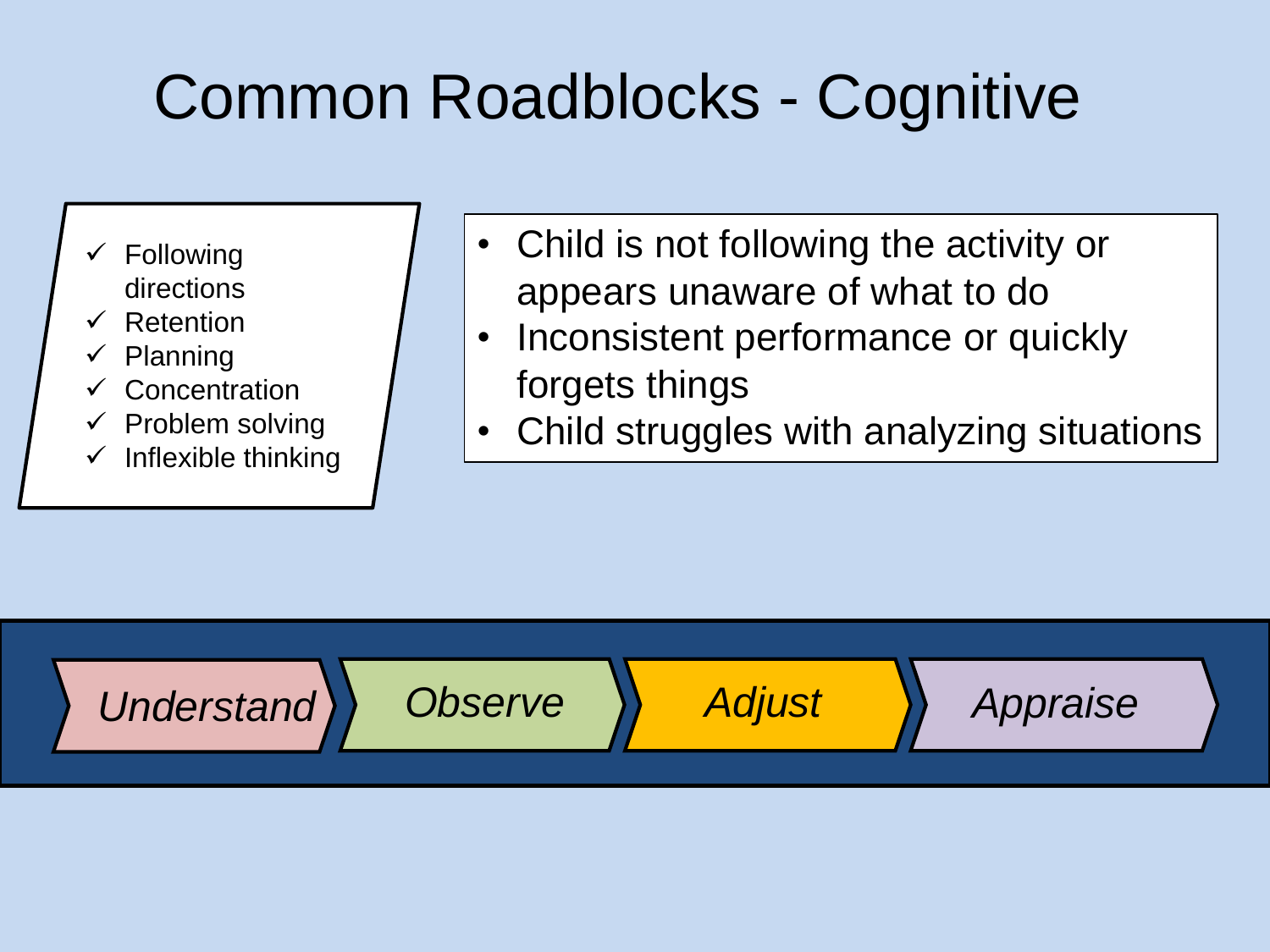# Common Roadblocks - Cognitive

- ✓ Following directions
- ✓ Retention
- ✓ Planning
- ✓ Concentration
- ✓ Problem solving
- ✓ Inflexible thinking

- Child is not following the activity or appears unaware of what to do
- Inconsistent performance or quickly forgets things
- Child struggles with analyzing situations

*Understand* → *Observe* → *Adjust* → *Appraise*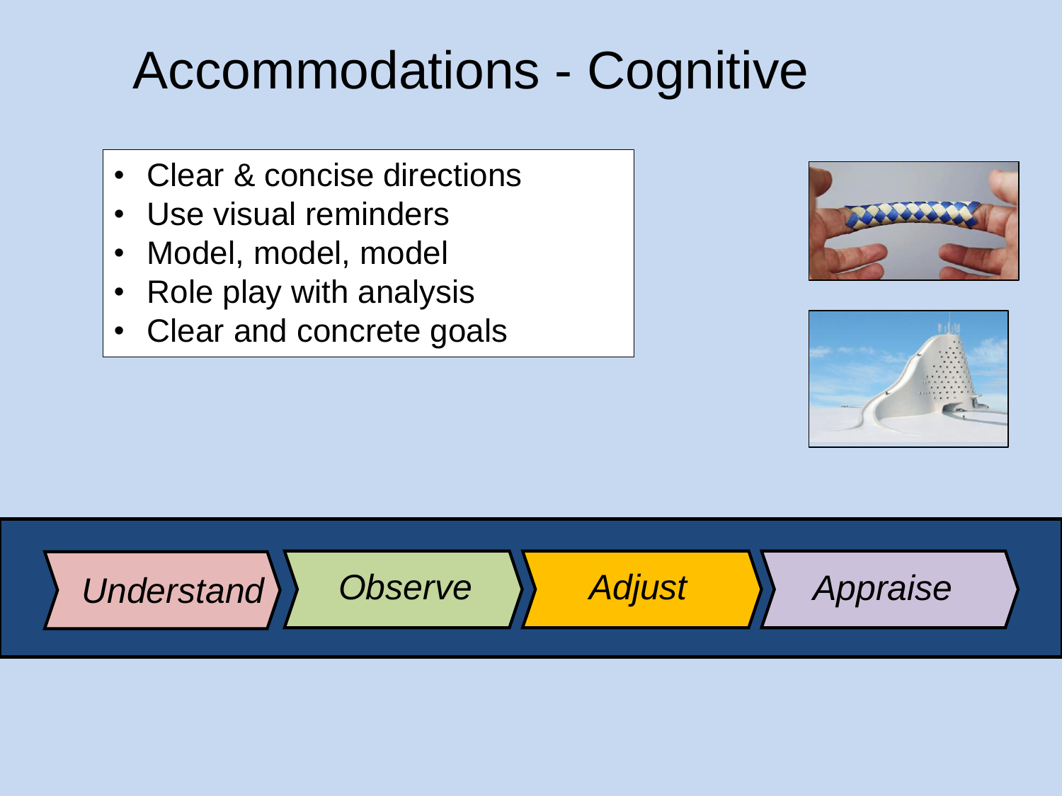# Accommodations - Cognitive

- Clear & concise directions
- Use visual reminders
- Model, model, model
- Role play with analysis
- Clear and concrete goals

*Understand* → *Observe* → *Adjust* → *Appraise*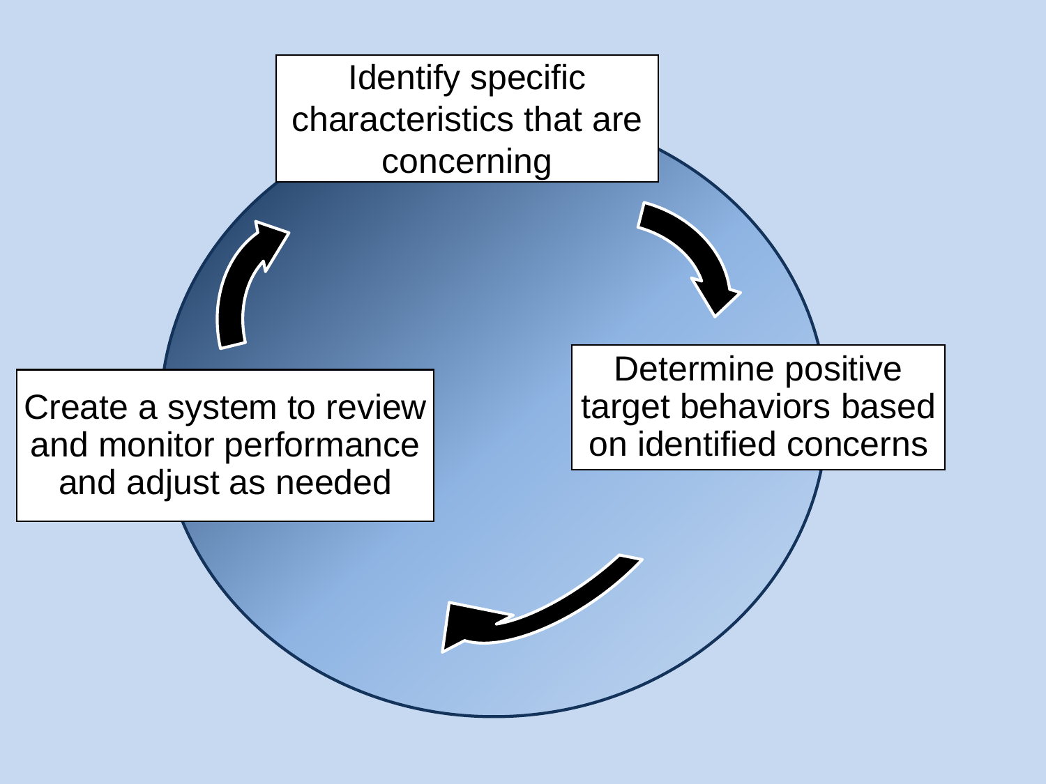Identify specific characteristics that are concerning

Determine positive target behaviors based on identified concerns

Create a system to review and monitor performance and adjust as needed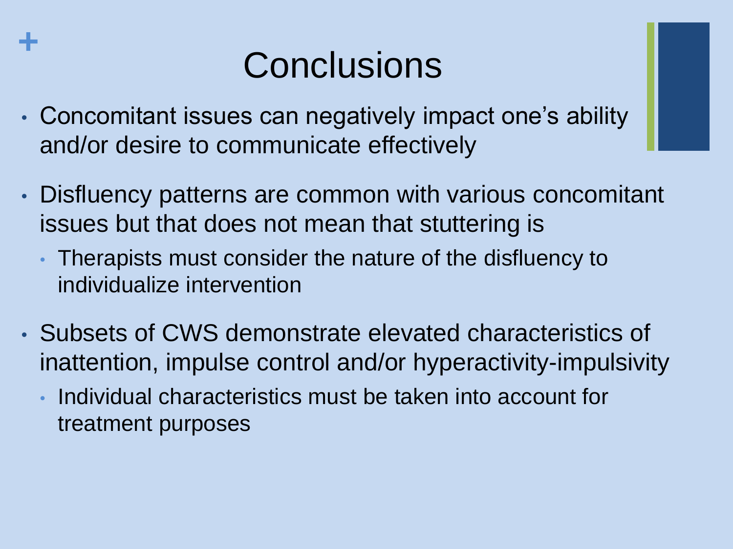# Conclusions

- Concomitant issues can negatively impact one's ability and/or desire to communicate effectively
- Disfluency patterns are common with various concomitant issues but that does not mean that stuttering is
  - Therapists must consider the nature of the disfluency to individualize intervention
- Subsets of CWS demonstrate elevated characteristics of inattention, impulse control and/or hyperactivity-impulsivity
  - Individual characteristics must be taken into account for treatment purposes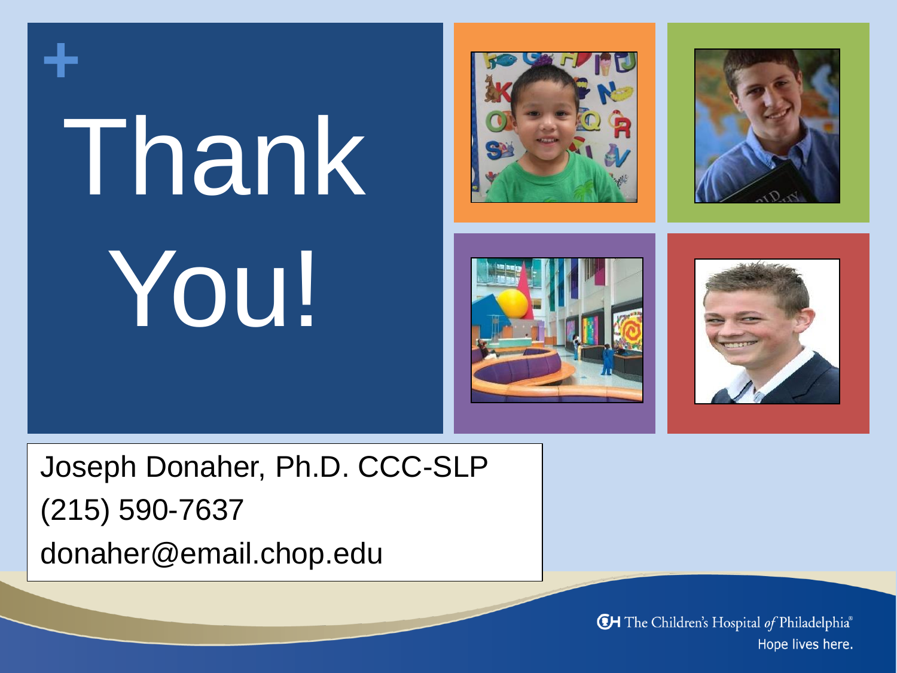# Thank You!

Joseph Donaher, Ph.D. CCC-SLP
(215) 590-7637
donaher@email.chop.edu

The Children's Hospital *of* Philadelphia®
Hope lives here.